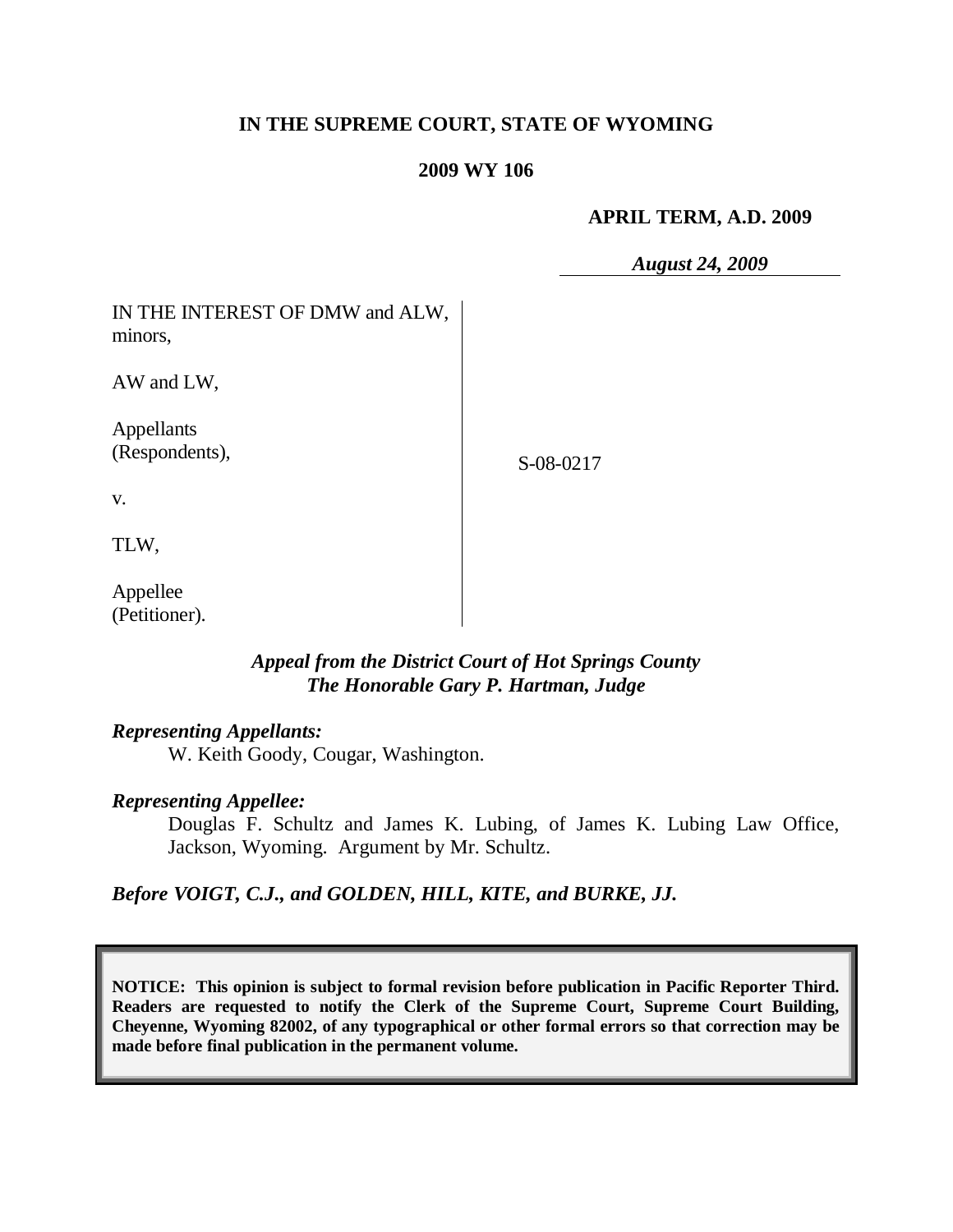**IN THE SUPREME COURT, STATE OF WYOMING**

**2009 WY 106**

**APRIL TERM, A.D. 2009**

***August 24, 2009***

IN THE INTEREST OF DMW and ALW, minors,

AW and LW,

Appellants (Respondents),

v.

TLW,

Appellee (Petitioner).

S-08-0217

***Appeal from the District Court of Hot Springs County***
***The Honorable Gary P. Hartman, Judge***

***Representing Appellants:***

W. Keith Goody, Cougar, Washington.

***Representing Appellee:***

Douglas F. Schultz and James K. Lubing, of James K. Lubing Law Office, Jackson, Wyoming. Argument by Mr. Schultz.

***Before VOIGT, C.J., and GOLDEN, HILL, KITE, and BURKE, JJ.***

**NOTICE: This opinion is subject to formal revision before publication in Pacific Reporter Third. Readers are requested to notify the Clerk of the Supreme Court, Supreme Court Building, Cheyenne, Wyoming 82002, of any typographical or other formal errors so that correction may be made before final publication in the permanent volume.**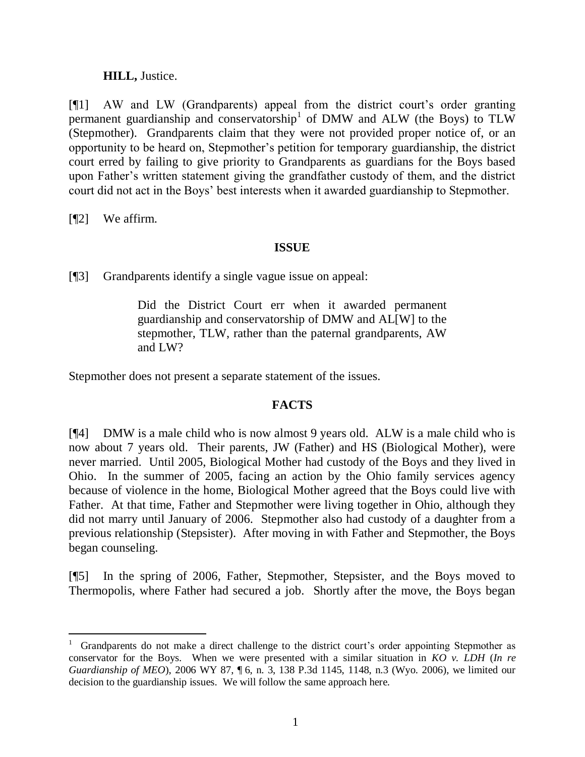**HILL,** Justice.

[¶1] AW and LW (Grandparents) appeal from the district court's order granting permanent guardianship and conservatorship[1] of DMW and ALW (the Boys) to TLW (Stepmother). Grandparents claim that they were not provided proper notice of, or an opportunity to be heard on, Stepmother's petition for temporary guardianship, the district court erred by failing to give priority to Grandparents as guardians for the Boys based upon Father's written statement giving the grandfather custody of them, and the district court did not act in the Boys' best interests when it awarded guardianship to Stepmother.

[¶2] We affirm.

## ISSUE

[¶3] Grandparents identify a single vague issue on appeal:

> Did the District Court err when it awarded permanent guardianship and conservatorship of DMW and AL[W] to the stepmother, TLW, rather than the paternal grandparents, AW and LW?

Stepmother does not present a separate statement of the issues.

## FACTS

[¶4] DMW is a male child who is now almost 9 years old. ALW is a male child who is now about 7 years old. Their parents, JW (Father) and HS (Biological Mother), were never married. Until 2005, Biological Mother had custody of the Boys and they lived in Ohio. In the summer of 2005, facing an action by the Ohio family services agency because of violence in the home, Biological Mother agreed that the Boys could live with Father. At that time, Father and Stepmother were living together in Ohio, although they did not marry until January of 2006. Stepmother also had custody of a daughter from a previous relationship (Stepsister). After moving in with Father and Stepmother, the Boys began counseling.

[¶5] In the spring of 2006, Father, Stepmother, Stepsister, and the Boys moved to Thermopolis, where Father had secured a job. Shortly after the move, the Boys began

---

[1] Grandparents do not make a direct challenge to the district court's order appointing Stepmother as conservator for the Boys. When we were presented with a similar situation in *KO v. LDH* (*In re Guardianship of MEO*), 2006 WY 87, ¶ 6, n. 3, 138 P.3d 1145, 1148, n.3 (Wyo. 2006), we limited our decision to the guardianship issues. We will follow the same approach here.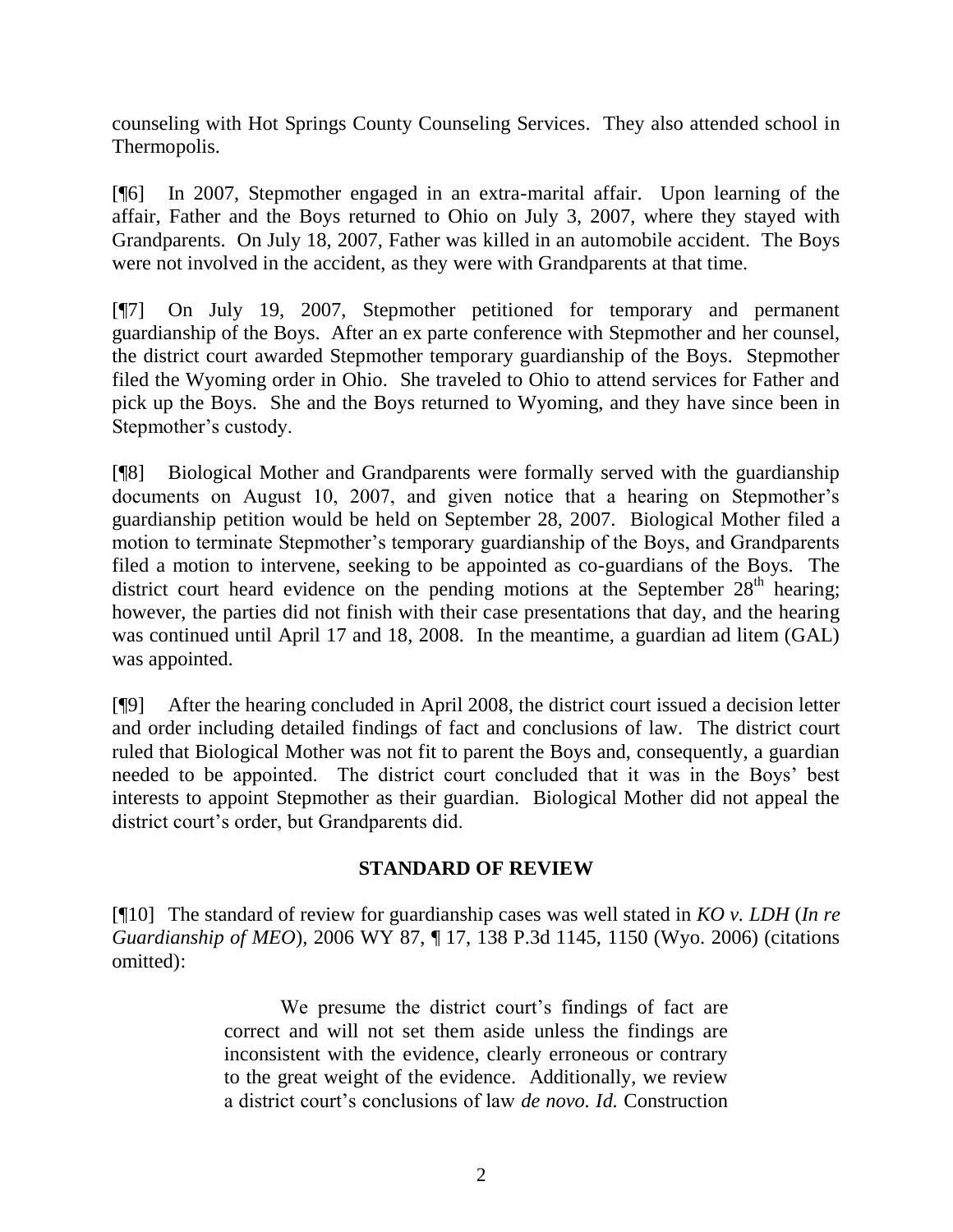counseling with Hot Springs County Counseling Services. They also attended school in Thermopolis.

[¶6] In 2007, Stepmother engaged in an extra-marital affair. Upon learning of the affair, Father and the Boys returned to Ohio on July 3, 2007, where they stayed with Grandparents. On July 18, 2007, Father was killed in an automobile accident. The Boys were not involved in the accident, as they were with Grandparents at that time.

[¶7] On July 19, 2007, Stepmother petitioned for temporary and permanent guardianship of the Boys. After an ex parte conference with Stepmother and her counsel, the district court awarded Stepmother temporary guardianship of the Boys. Stepmother filed the Wyoming order in Ohio. She traveled to Ohio to attend services for Father and pick up the Boys. She and the Boys returned to Wyoming, and they have since been in Stepmother's custody.

[¶8] Biological Mother and Grandparents were formally served with the guardianship documents on August 10, 2007, and given notice that a hearing on Stepmother's guardianship petition would be held on September 28, 2007. Biological Mother filed a motion to terminate Stepmother's temporary guardianship of the Boys, and Grandparents filed a motion to intervene, seeking to be appointed as co-guardians of the Boys. The district court heard evidence on the pending motions at the September 28th hearing; however, the parties did not finish with their case presentations that day, and the hearing was continued until April 17 and 18, 2008. In the meantime, a guardian ad litem (GAL) was appointed.

[¶9] After the hearing concluded in April 2008, the district court issued a decision letter and order including detailed findings of fact and conclusions of law. The district court ruled that Biological Mother was not fit to parent the Boys and, consequently, a guardian needed to be appointed. The district court concluded that it was in the Boys' best interests to appoint Stepmother as their guardian. Biological Mother did not appeal the district court's order, but Grandparents did.

## STANDARD OF REVIEW

[¶10] The standard of review for guardianship cases was well stated in *KO v. LDH* (*In re Guardianship of MEO*), 2006 WY 87, ¶ 17, 138 P.3d 1145, 1150 (Wyo. 2006) (citations omitted):

> We presume the district court's findings of fact are correct and will not set them aside unless the findings are inconsistent with the evidence, clearly erroneous or contrary to the great weight of the evidence. Additionally, we review a district court's conclusions of law *de novo. Id.* Construction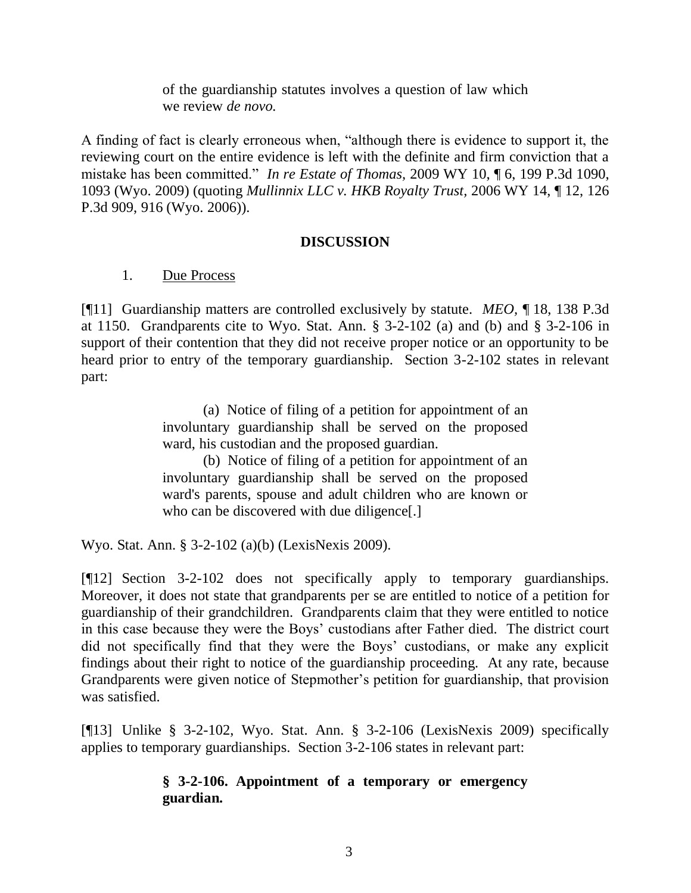> of the guardianship statutes involves a question of law which we review *de novo.*

A finding of fact is clearly erroneous when, "although there is evidence to support it, the reviewing court on the entire evidence is left with the definite and firm conviction that a mistake has been committed." *In re Estate of Thomas,* 2009 WY 10, ¶ 6, 199 P.3d 1090, 1093 (Wyo. 2009) (quoting *Mullinnix LLC v. HKB Royalty Trust,* 2006 WY 14, ¶ 12, 126 P.3d 909, 916 (Wyo. 2006)).

## DISCUSSION

1. Due Process

[¶11] Guardianship matters are controlled exclusively by statute. *MEO,* ¶ 18, 138 P.3d at 1150. Grandparents cite to Wyo. Stat. Ann. § 3-2-102 (a) and (b) and § 3-2-106 in support of their contention that they did not receive proper notice or an opportunity to be heard prior to entry of the temporary guardianship. Section 3-2-102 states in relevant part:

> (a) Notice of filing of a petition for appointment of an involuntary guardianship shall be served on the proposed ward, his custodian and the proposed guardian.
>
> (b) Notice of filing of a petition for appointment of an involuntary guardianship shall be served on the proposed ward's parents, spouse and adult children who are known or who can be discovered with due diligence[.]

Wyo. Stat. Ann. § 3-2-102 (a)(b) (LexisNexis 2009).

[¶12] Section 3-2-102 does not specifically apply to temporary guardianships. Moreover, it does not state that grandparents per se are entitled to notice of a petition for guardianship of their grandchildren. Grandparents claim that they were entitled to notice in this case because they were the Boys' custodians after Father died. The district court did not specifically find that they were the Boys' custodians, or make any explicit findings about their right to notice of the guardianship proceeding. At any rate, because Grandparents were given notice of Stepmother's petition for guardianship, that provision was satisfied.

[¶13] Unlike § 3-2-102, Wyo. Stat. Ann. § 3-2-106 (LexisNexis 2009) specifically applies to temporary guardianships. Section 3-2-106 states in relevant part:

> **§ 3-2-106. Appointment of a temporary or emergency guardian.**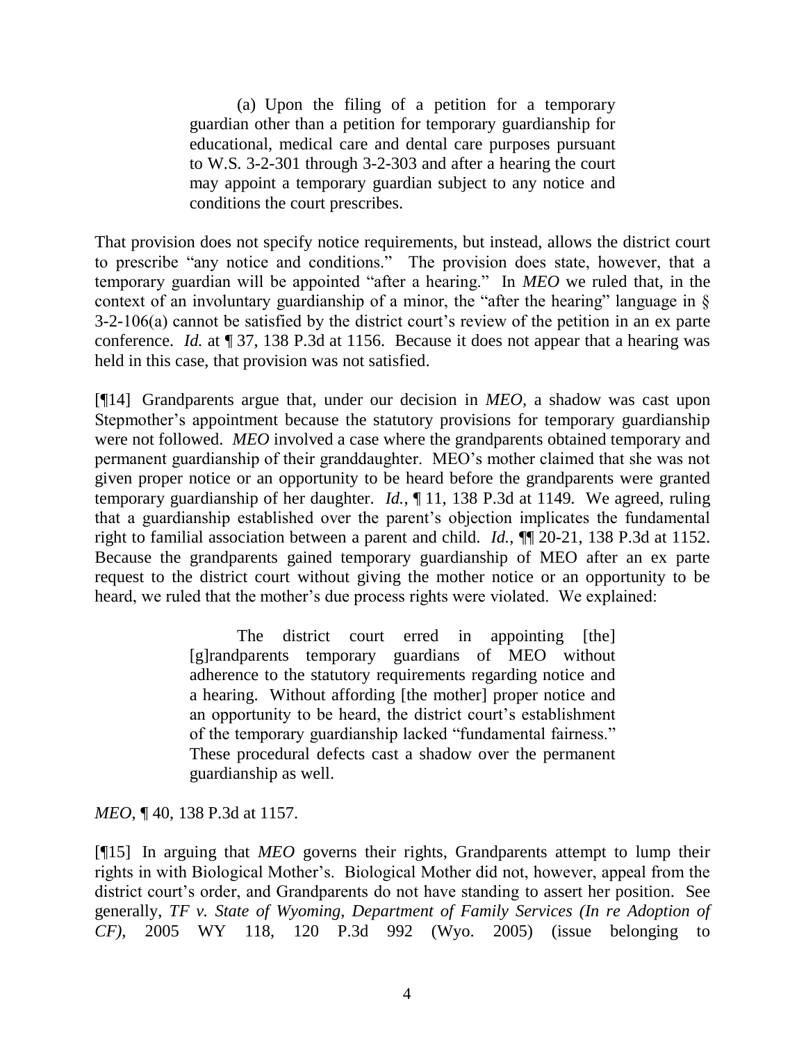> (a) Upon the filing of a petition for a temporary guardian other than a petition for temporary guardianship for educational, medical care and dental care purposes pursuant to W.S. 3-2-301 through 3-2-303 and after a hearing the court may appoint a temporary guardian subject to any notice and conditions the court prescribes.

That provision does not specify notice requirements, but instead, allows the district court to prescribe "any notice and conditions." The provision does state, however, that a temporary guardian will be appointed "after a hearing." In *MEO* we ruled that, in the context of an involuntary guardianship of a minor, the "after the hearing" language in § 3-2-106(a) cannot be satisfied by the district court's review of the petition in an ex parte conference. *Id.* at ¶ 37, 138 P.3d at 1156. Because it does not appear that a hearing was held in this case, that provision was not satisfied.

[¶14] Grandparents argue that, under our decision in *MEO*, a shadow was cast upon Stepmother's appointment because the statutory provisions for temporary guardianship were not followed. *MEO* involved a case where the grandparents obtained temporary and permanent guardianship of their granddaughter. MEO's mother claimed that she was not given proper notice or an opportunity to be heard before the grandparents were granted temporary guardianship of her daughter. *Id.*, ¶ 11, 138 P.3d at 1149. We agreed, ruling that a guardianship established over the parent's objection implicates the fundamental right to familial association between a parent and child. *Id.*, ¶¶ 20-21, 138 P.3d at 1152. Because the grandparents gained temporary guardianship of MEO after an ex parte request to the district court without giving the mother notice or an opportunity to be heard, we ruled that the mother's due process rights were violated. We explained:

> The district court erred in appointing [the] [g]randparents temporary guardians of MEO without adherence to the statutory requirements regarding notice and a hearing. Without affording [the mother] proper notice and an opportunity to be heard, the district court's establishment of the temporary guardianship lacked "fundamental fairness." These procedural defects cast a shadow over the permanent guardianship as well.

*MEO*, ¶ 40, 138 P.3d at 1157.

[¶15] In arguing that *MEO* governs their rights, Grandparents attempt to lump their rights in with Biological Mother's. Biological Mother did not, however, appeal from the district court's order, and Grandparents do not have standing to assert her position. See generally, *TF v. State of Wyoming, Department of Family Services (In re Adoption of CF)*, 2005 WY 118, 120 P.3d 992 (Wyo. 2005) (issue belonging to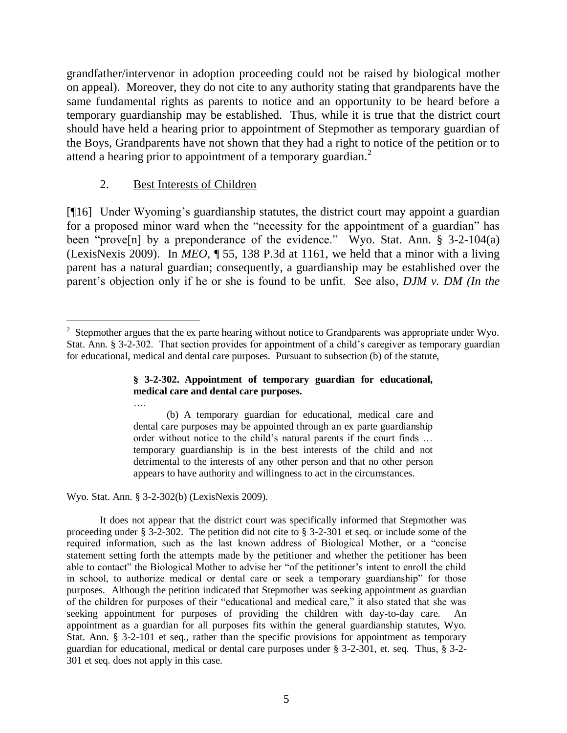grandfather/intervenor in adoption proceeding could not be raised by biological mother on appeal). Moreover, they do not cite to any authority stating that grandparents have the same fundamental rights as parents to notice and an opportunity to be heard before a temporary guardianship may be established. Thus, while it is true that the district court should have held a hearing prior to appointment of Stepmother as temporary guardian of the Boys, Grandparents have not shown that they had a right to notice of the petition or to attend a hearing prior to appointment of a temporary guardian.[2]

## 2. Best Interests of Children

[¶16] Under Wyoming's guardianship statutes, the district court may appoint a guardian for a proposed minor ward when the "necessity for the appointment of a guardian" has been "prove[n] by a preponderance of the evidence." Wyo. Stat. Ann. § 3-2-104(a) (LexisNexis 2009). In *MEO*, ¶ 55, 138 P.3d at 1161, we held that a minor with a living parent has a natural guardian; consequently, a guardianship may be established over the parent's objection only if he or she is found to be unfit. See also, *DJM v. DM (In the*

---

[2] Stepmother argues that the ex parte hearing without notice to Grandparents was appropriate under Wyo. Stat. Ann. § 3-2-302. That section provides for appointment of a child's caregiver as temporary guardian for educational, medical and dental care purposes. Pursuant to subsection (b) of the statute,

> **§ 3-2-302. Appointment of temporary guardian for educational, medical care and dental care purposes.**
>
> ….
>
> (b) A temporary guardian for educational, medical care and dental care purposes may be appointed through an ex parte guardianship order without notice to the child's natural parents if the court finds … temporary guardianship is in the best interests of the child and not detrimental to the interests of any other person and that no other person appears to have authority and willingness to act in the circumstances.

Wyo. Stat. Ann. § 3-2-302(b) (LexisNexis 2009).

It does not appear that the district court was specifically informed that Stepmother was proceeding under § 3-2-302. The petition did not cite to § 3-2-301 et seq. or include some of the required information, such as the last known address of Biological Mother, or a "concise statement setting forth the attempts made by the petitioner and whether the petitioner has been able to contact" the Biological Mother to advise her "of the petitioner's intent to enroll the child in school, to authorize medical or dental care or seek a temporary guardianship" for those purposes. Although the petition indicated that Stepmother was seeking appointment as guardian of the children for purposes of their "educational and medical care," it also stated that she was seeking appointment for purposes of providing the children with day-to-day care. An appointment as a guardian for all purposes fits within the general guardianship statutes, Wyo. Stat. Ann. § 3-2-101 et seq., rather than the specific provisions for appointment as temporary guardian for educational, medical or dental care purposes under § 3-2-301, et. seq. Thus, § 3-2-301 et seq. does not apply in this case.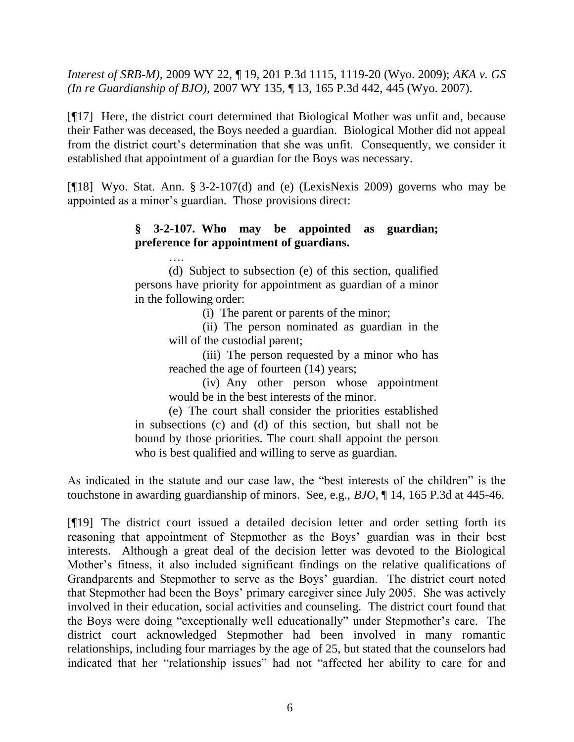*Interest of SRB-M)*, 2009 WY 22, ¶ 19, 201 P.3d 1115, 1119-20 (Wyo. 2009); *AKA v. GS (In re Guardianship of BJO)*, 2007 WY 135, ¶ 13, 165 P.3d 442, 445 (Wyo. 2007).

[¶17] Here, the district court determined that Biological Mother was unfit and, because their Father was deceased, the Boys needed a guardian. Biological Mother did not appeal from the district court's determination that she was unfit. Consequently, we consider it established that appointment of a guardian for the Boys was necessary.

[¶18] Wyo. Stat. Ann. § 3-2-107(d) and (e) (LexisNexis 2009) governs who may be appointed as a minor's guardian. Those provisions direct:

> **§ 3-2-107. Who may be appointed as guardian; preference for appointment of guardians.**
>
> ….
>
> (d) Subject to subsection (e) of this section, qualified persons have priority for appointment as guardian of a minor in the following order:
>
> (i) The parent or parents of the minor;
>
> (ii) The person nominated as guardian in the will of the custodial parent;
>
> (iii) The person requested by a minor who has reached the age of fourteen (14) years;
>
> (iv) Any other person whose appointment would be in the best interests of the minor.
>
> (e) The court shall consider the priorities established in subsections (c) and (d) of this section, but shall not be bound by those priorities. The court shall appoint the person who is best qualified and willing to serve as guardian.

As indicated in the statute and our case law, the "best interests of the children" is the touchstone in awarding guardianship of minors. See, e.g., *BJO*, ¶ 14, 165 P.3d at 445-46.

[¶19] The district court issued a detailed decision letter and order setting forth its reasoning that appointment of Stepmother as the Boys' guardian was in their best interests. Although a great deal of the decision letter was devoted to the Biological Mother's fitness, it also included significant findings on the relative qualifications of Grandparents and Stepmother to serve as the Boys' guardian. The district court noted that Stepmother had been the Boys' primary caregiver since July 2005. She was actively involved in their education, social activities and counseling. The district court found that the Boys were doing "exceptionally well educationally" under Stepmother's care. The district court acknowledged Stepmother had been involved in many romantic relationships, including four marriages by the age of 25, but stated that the counselors had indicated that her "relationship issues" had not "affected her ability to care for and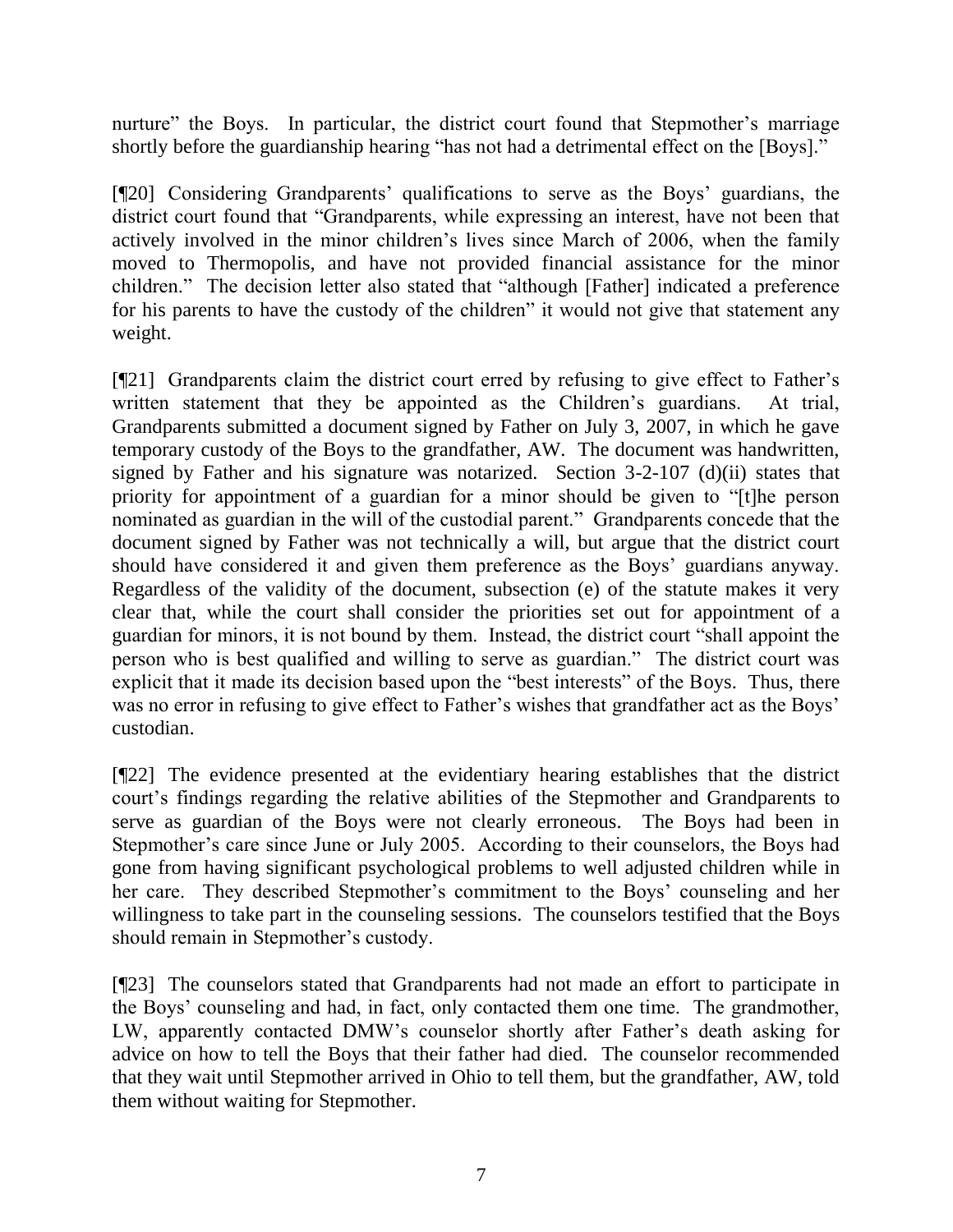nurture" the Boys. In particular, the district court found that Stepmother's marriage shortly before the guardianship hearing "has not had a detrimental effect on the [Boys]."

[¶20] Considering Grandparents' qualifications to serve as the Boys' guardians, the district court found that "Grandparents, while expressing an interest, have not been that actively involved in the minor children's lives since March of 2006, when the family moved to Thermopolis, and have not provided financial assistance for the minor children." The decision letter also stated that "although [Father] indicated a preference for his parents to have the custody of the children" it would not give that statement any weight.

[¶21] Grandparents claim the district court erred by refusing to give effect to Father's written statement that they be appointed as the Children's guardians. At trial, Grandparents submitted a document signed by Father on July 3, 2007, in which he gave temporary custody of the Boys to the grandfather, AW. The document was handwritten, signed by Father and his signature was notarized. Section 3-2-107 (d)(ii) states that priority for appointment of a guardian for a minor should be given to "[t]he person nominated as guardian in the will of the custodial parent." Grandparents concede that the document signed by Father was not technically a will, but argue that the district court should have considered it and given them preference as the Boys' guardians anyway. Regardless of the validity of the document, subsection (e) of the statute makes it very clear that, while the court shall consider the priorities set out for appointment of a guardian for minors, it is not bound by them. Instead, the district court "shall appoint the person who is best qualified and willing to serve as guardian." The district court was explicit that it made its decision based upon the "best interests" of the Boys. Thus, there was no error in refusing to give effect to Father's wishes that grandfather act as the Boys' custodian.

[¶22] The evidence presented at the evidentiary hearing establishes that the district court's findings regarding the relative abilities of the Stepmother and Grandparents to serve as guardian of the Boys were not clearly erroneous. The Boys had been in Stepmother's care since June or July 2005. According to their counselors, the Boys had gone from having significant psychological problems to well adjusted children while in her care. They described Stepmother's commitment to the Boys' counseling and her willingness to take part in the counseling sessions. The counselors testified that the Boys should remain in Stepmother's custody.

[¶23] The counselors stated that Grandparents had not made an effort to participate in the Boys' counseling and had, in fact, only contacted them one time. The grandmother, LW, apparently contacted DMW's counselor shortly after Father's death asking for advice on how to tell the Boys that their father had died. The counselor recommended that they wait until Stepmother arrived in Ohio to tell them, but the grandfather, AW, told them without waiting for Stepmother.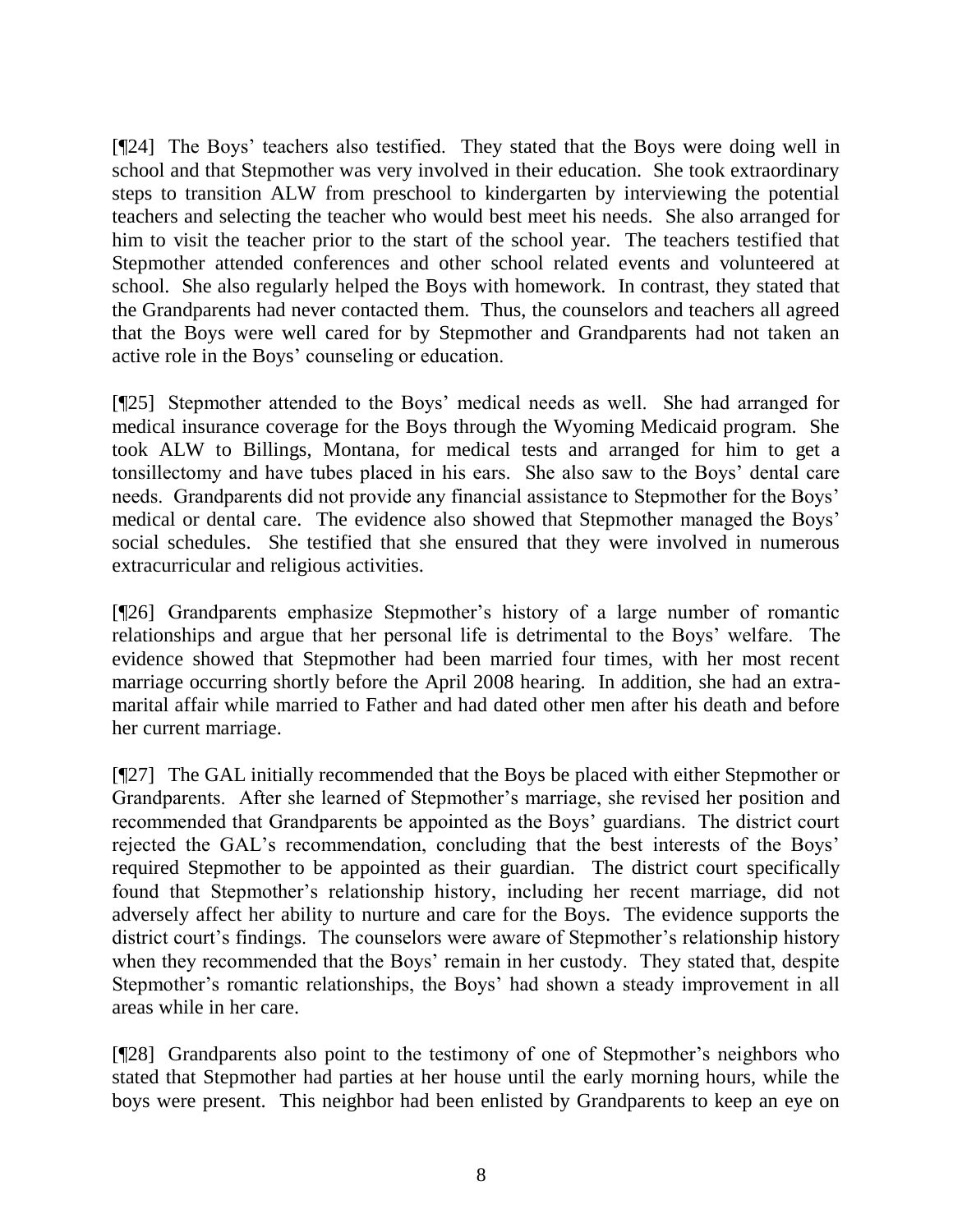[¶24] The Boys' teachers also testified. They stated that the Boys were doing well in school and that Stepmother was very involved in their education. She took extraordinary steps to transition ALW from preschool to kindergarten by interviewing the potential teachers and selecting the teacher who would best meet his needs. She also arranged for him to visit the teacher prior to the start of the school year. The teachers testified that Stepmother attended conferences and other school related events and volunteered at school. She also regularly helped the Boys with homework. In contrast, they stated that the Grandparents had never contacted them. Thus, the counselors and teachers all agreed that the Boys were well cared for by Stepmother and Grandparents had not taken an active role in the Boys' counseling or education.

[¶25] Stepmother attended to the Boys' medical needs as well. She had arranged for medical insurance coverage for the Boys through the Wyoming Medicaid program. She took ALW to Billings, Montana, for medical tests and arranged for him to get a tonsillectomy and have tubes placed in his ears. She also saw to the Boys' dental care needs. Grandparents did not provide any financial assistance to Stepmother for the Boys' medical or dental care. The evidence also showed that Stepmother managed the Boys' social schedules. She testified that she ensured that they were involved in numerous extracurricular and religious activities.

[¶26] Grandparents emphasize Stepmother's history of a large number of romantic relationships and argue that her personal life is detrimental to the Boys' welfare. The evidence showed that Stepmother had been married four times, with her most recent marriage occurring shortly before the April 2008 hearing. In addition, she had an extra-marital affair while married to Father and had dated other men after his death and before her current marriage.

[¶27] The GAL initially recommended that the Boys be placed with either Stepmother or Grandparents. After she learned of Stepmother's marriage, she revised her position and recommended that Grandparents be appointed as the Boys' guardians. The district court rejected the GAL's recommendation, concluding that the best interests of the Boys' required Stepmother to be appointed as their guardian. The district court specifically found that Stepmother's relationship history, including her recent marriage, did not adversely affect her ability to nurture and care for the Boys. The evidence supports the district court's findings. The counselors were aware of Stepmother's relationship history when they recommended that the Boys' remain in her custody. They stated that, despite Stepmother's romantic relationships, the Boys' had shown a steady improvement in all areas while in her care.

[¶28] Grandparents also point to the testimony of one of Stepmother's neighbors who stated that Stepmother had parties at her house until the early morning hours, while the boys were present. This neighbor had been enlisted by Grandparents to keep an eye on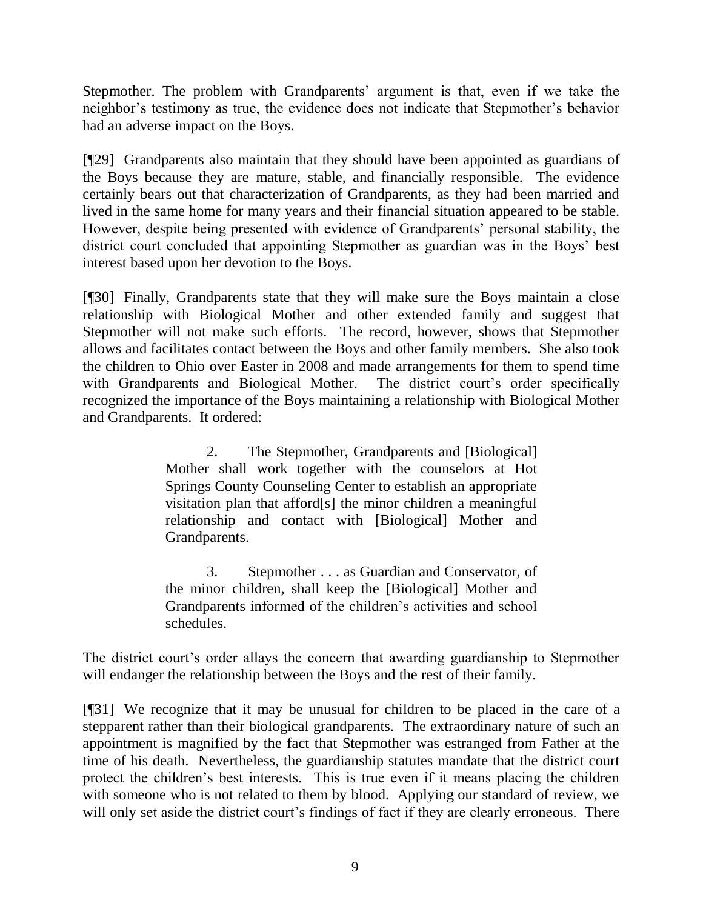Stepmother. The problem with Grandparents' argument is that, even if we take the neighbor's testimony as true, the evidence does not indicate that Stepmother's behavior had an adverse impact on the Boys.

[¶29] Grandparents also maintain that they should have been appointed as guardians of the Boys because they are mature, stable, and financially responsible. The evidence certainly bears out that characterization of Grandparents, as they had been married and lived in the same home for many years and their financial situation appeared to be stable. However, despite being presented with evidence of Grandparents' personal stability, the district court concluded that appointing Stepmother as guardian was in the Boys' best interest based upon her devotion to the Boys.

[¶30] Finally, Grandparents state that they will make sure the Boys maintain a close relationship with Biological Mother and other extended family and suggest that Stepmother will not make such efforts. The record, however, shows that Stepmother allows and facilitates contact between the Boys and other family members. She also took the children to Ohio over Easter in 2008 and made arrangements for them to spend time with Grandparents and Biological Mother. The district court's order specifically recognized the importance of the Boys maintaining a relationship with Biological Mother and Grandparents. It ordered:

> 2. The Stepmother, Grandparents and [Biological] Mother shall work together with the counselors at Hot Springs County Counseling Center to establish an appropriate visitation plan that afford[s] the minor children a meaningful relationship and contact with [Biological] Mother and Grandparents.
>
> 3. Stepmother . . . as Guardian and Conservator, of the minor children, shall keep the [Biological] Mother and Grandparents informed of the children's activities and school schedules.

The district court's order allays the concern that awarding guardianship to Stepmother will endanger the relationship between the Boys and the rest of their family.

[¶31] We recognize that it may be unusual for children to be placed in the care of a stepparent rather than their biological grandparents. The extraordinary nature of such an appointment is magnified by the fact that Stepmother was estranged from Father at the time of his death. Nevertheless, the guardianship statutes mandate that the district court protect the children's best interests. This is true even if it means placing the children with someone who is not related to them by blood. Applying our standard of review, we will only set aside the district court's findings of fact if they are clearly erroneous. There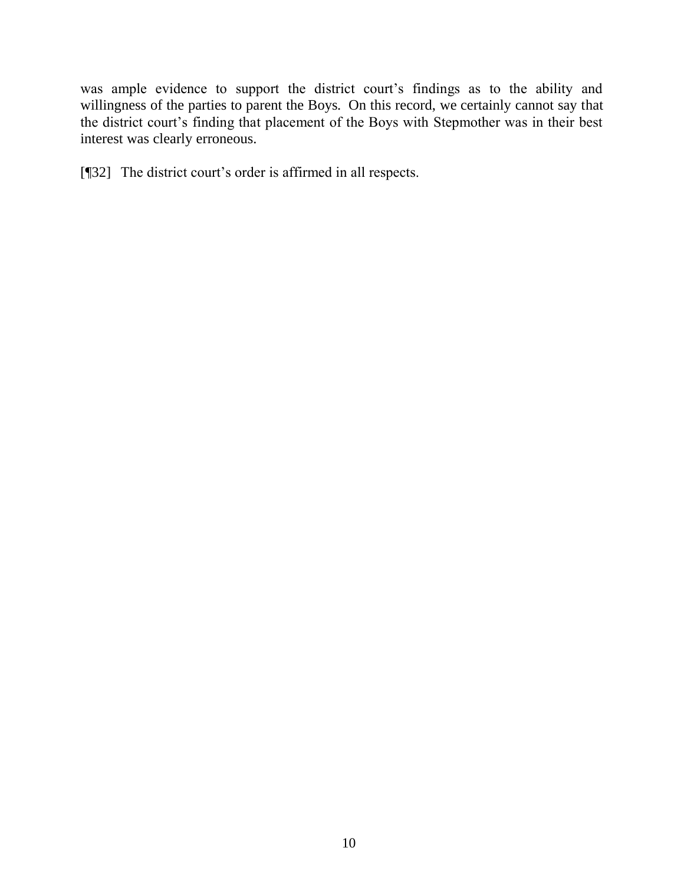was ample evidence to support the district court's findings as to the ability and willingness of the parties to parent the Boys. On this record, we certainly cannot say that the district court's finding that placement of the Boys with Stepmother was in their best interest was clearly erroneous.

[¶32] The district court's order is affirmed in all respects.